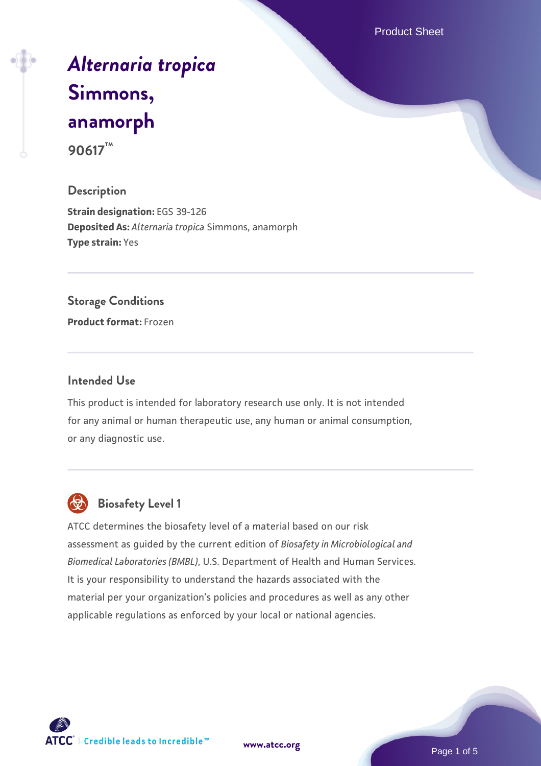# *Alternaria tropica* Simmons, anamorph

**90617™**

## Description

**Strain designation:** EGS 39-126
**Deposited As:** *Alternaria tropica* Simmons, anamorph
**Type strain:** Yes

## Storage Conditions

**Product format:** Frozen

## Intended Use

This product is intended for laboratory research use only. It is not intended for any animal or human therapeutic use, any human or animal consumption, or any diagnostic use.

## Biosafety Level 1

ATCC determines the biosafety level of a material based on our risk assessment as guided by the current edition of *Biosafety in Microbiological and Biomedical Laboratories (BMBL)*, U.S. Department of Health and Human Services. It is your responsibility to understand the hazards associated with the material per your organization's policies and procedures as well as any other applicable regulations as enforced by your local or national agencies.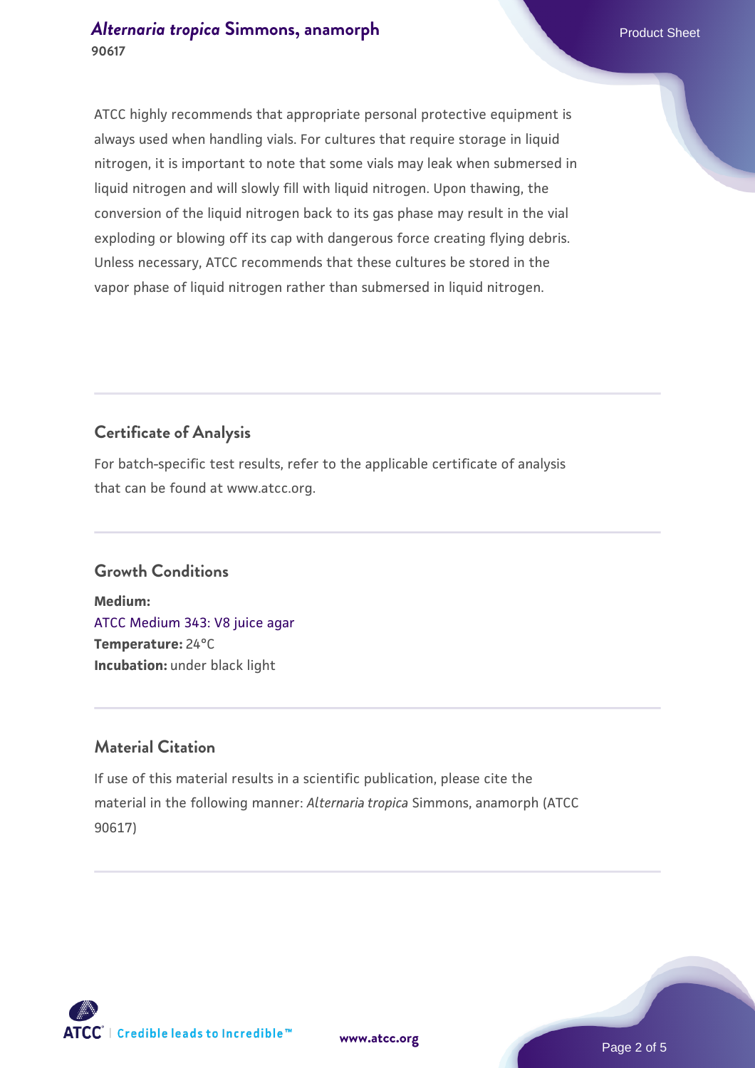ATCC highly recommends that appropriate personal protective equipment is always used when handling vials. For cultures that require storage in liquid nitrogen, it is important to note that some vials may leak when submersed in liquid nitrogen and will slowly fill with liquid nitrogen. Upon thawing, the conversion of the liquid nitrogen back to its gas phase may result in the vial exploding or blowing off its cap with dangerous force creating flying debris. Unless necessary, ATCC recommends that these cultures be stored in the vapor phase of liquid nitrogen rather than submersed in liquid nitrogen.

## Certificate of Analysis

For batch-specific test results, refer to the applicable certificate of analysis that can be found at www.atcc.org.

## Growth Conditions

**Medium:**
ATCC Medium 343: V8 juice agar
**Temperature:** 24°C
**Incubation:** under black light

## Material Citation

If use of this material results in a scientific publication, please cite the material in the following manner: *Alternaria tropica* Simmons, anamorph (ATCC 90617)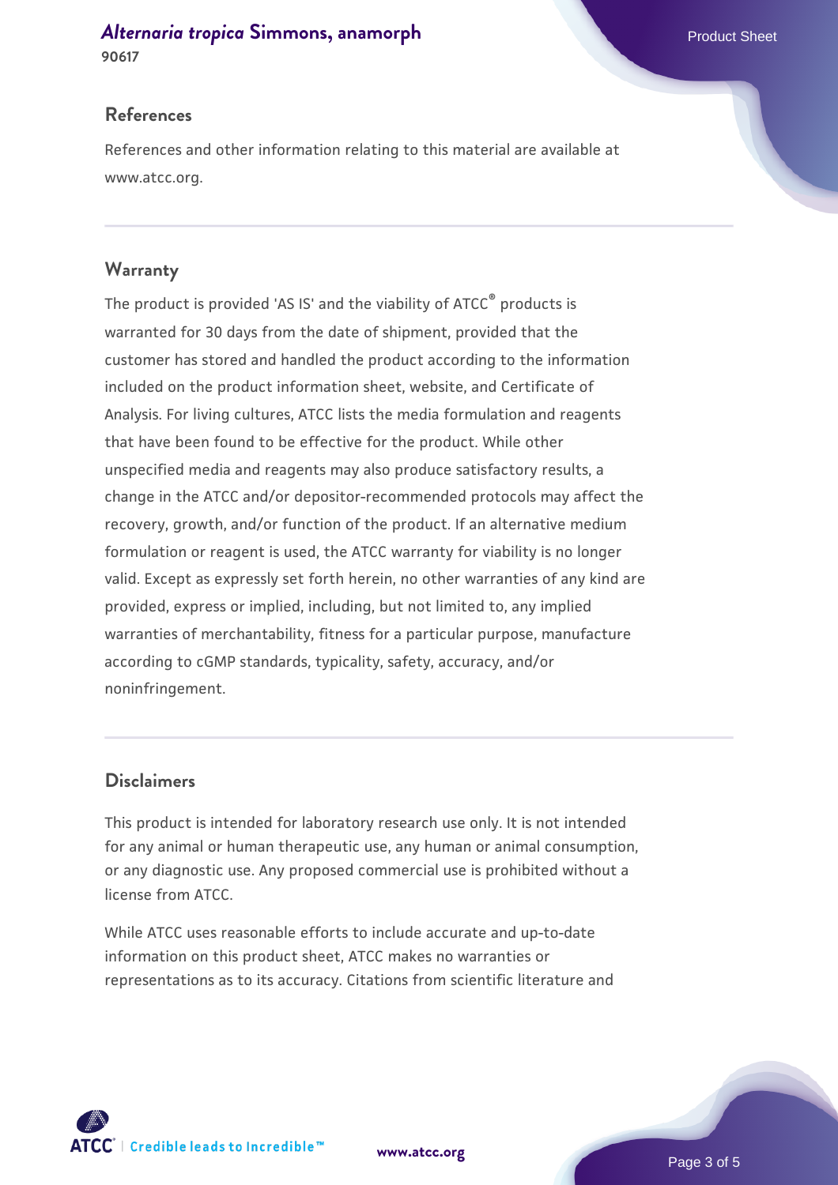## References

References and other information relating to this material are available at www.atcc.org.

## Warranty

The product is provided 'AS IS' and the viability of ATCC® products is warranted for 30 days from the date of shipment, provided that the customer has stored and handled the product according to the information included on the product information sheet, website, and Certificate of Analysis. For living cultures, ATCC lists the media formulation and reagents that have been found to be effective for the product. While other unspecified media and reagents may also produce satisfactory results, a change in the ATCC and/or depositor-recommended protocols may affect the recovery, growth, and/or function of the product. If an alternative medium formulation or reagent is used, the ATCC warranty for viability is no longer valid. Except as expressly set forth herein, no other warranties of any kind are provided, express or implied, including, but not limited to, any implied warranties of merchantability, fitness for a particular purpose, manufacture according to cGMP standards, typicality, safety, accuracy, and/or noninfringement.

## Disclaimers

This product is intended for laboratory research use only. It is not intended for any animal or human therapeutic use, any human or animal consumption, or any diagnostic use. Any proposed commercial use is prohibited without a license from ATCC.

While ATCC uses reasonable efforts to include accurate and up-to-date information on this product sheet, ATCC makes no warranties or representations as to its accuracy. Citations from scientific literature and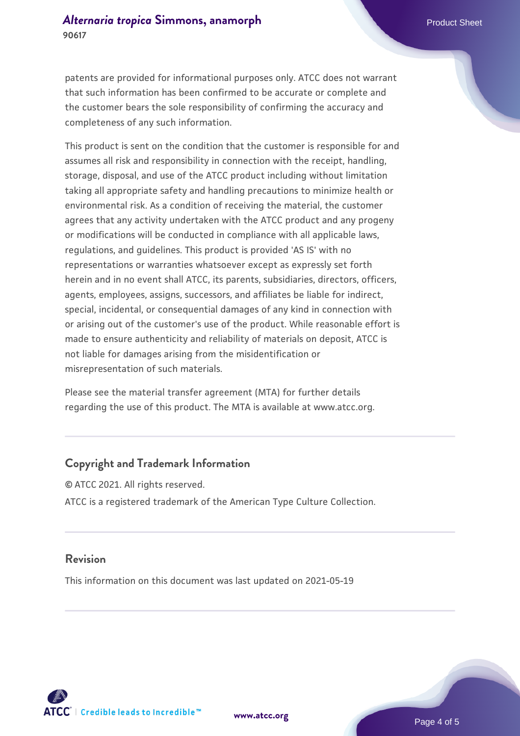patents are provided for informational purposes only. ATCC does not warrant that such information has been confirmed to be accurate or complete and the customer bears the sole responsibility of confirming the accuracy and completeness of any such information.

This product is sent on the condition that the customer is responsible for and assumes all risk and responsibility in connection with the receipt, handling, storage, disposal, and use of the ATCC product including without limitation taking all appropriate safety and handling precautions to minimize health or environmental risk. As a condition of receiving the material, the customer agrees that any activity undertaken with the ATCC product and any progeny or modifications will be conducted in compliance with all applicable laws, regulations, and guidelines. This product is provided 'AS IS' with no representations or warranties whatsoever except as expressly set forth herein and in no event shall ATCC, its parents, subsidiaries, directors, officers, agents, employees, assigns, successors, and affiliates be liable for indirect, special, incidental, or consequential damages of any kind in connection with or arising out of the customer's use of the product. While reasonable effort is made to ensure authenticity and reliability of materials on deposit, ATCC is not liable for damages arising from the misidentification or misrepresentation of such materials.

Please see the material transfer agreement (MTA) for further details regarding the use of this product. The MTA is available at www.atcc.org.

## Copyright and Trademark Information

© ATCC 2021. All rights reserved.

ATCC is a registered trademark of the American Type Culture Collection.

## Revision

This information on this document was last updated on 2021-05-19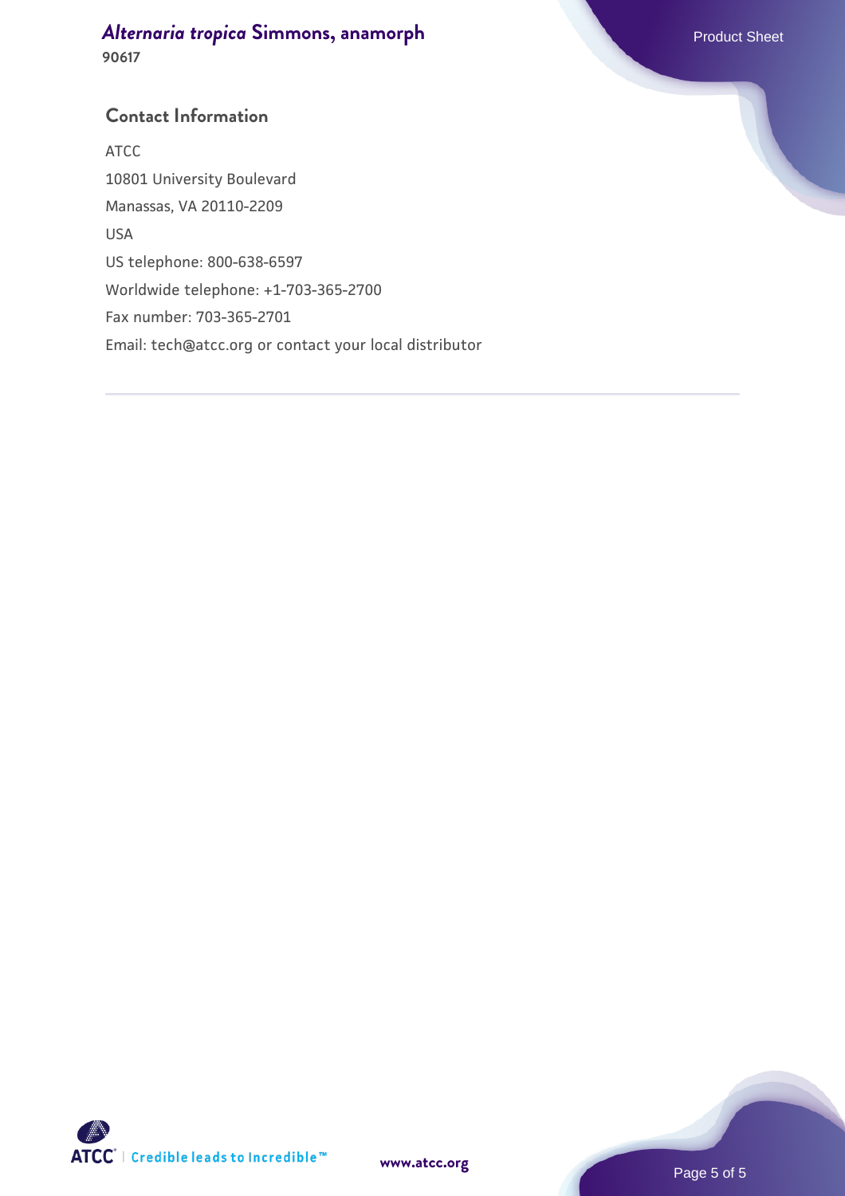## Contact Information

ATCC

10801 University Boulevard

Manassas, VA 20110-2209

USA

US telephone: 800-638-6597

Worldwide telephone: +1-703-365-2700

Fax number: 703-365-2701

Email: tech@atcc.org or contact your local distributor